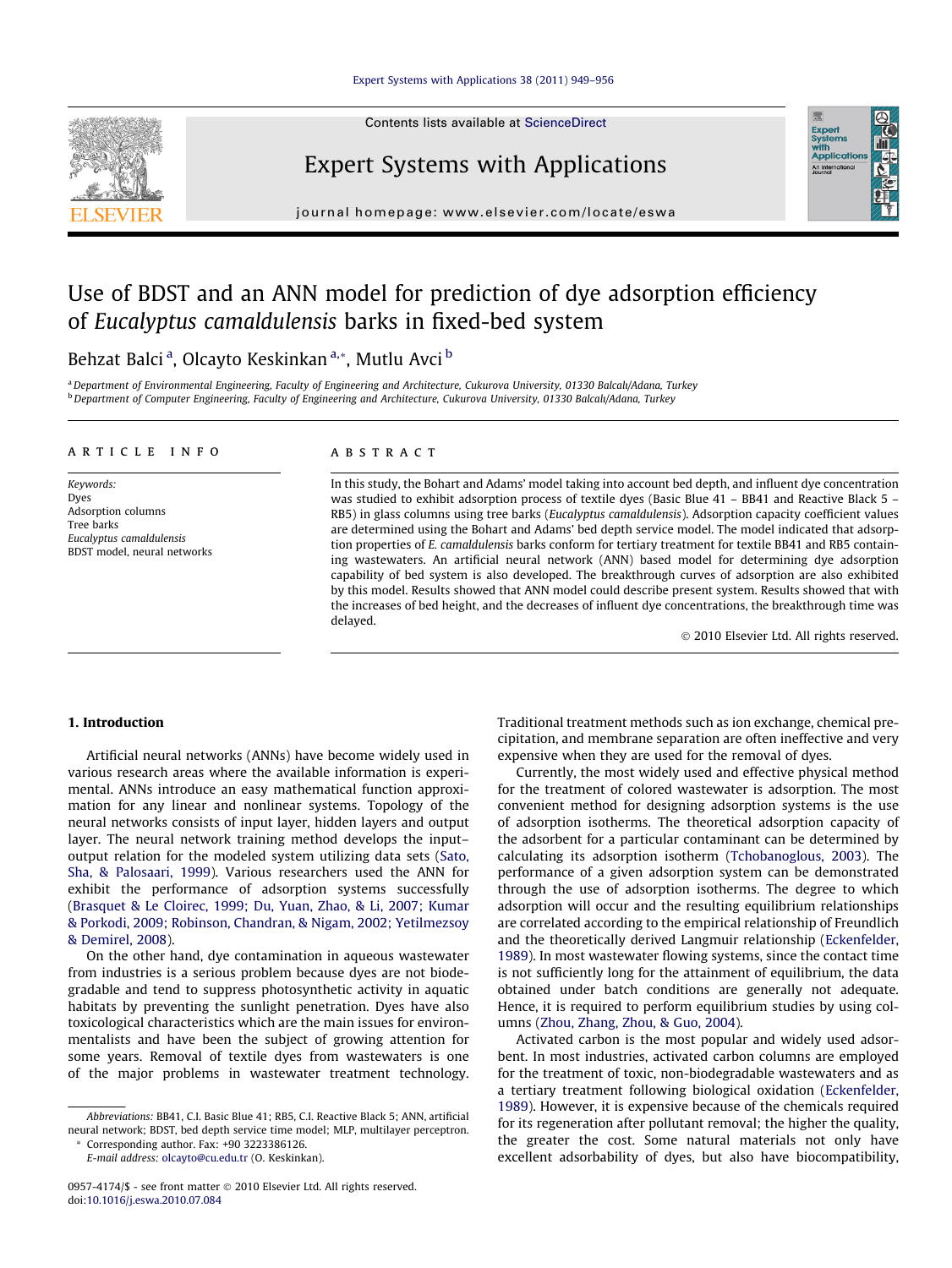# Use of BDST and an ANN model for prediction of dye adsorption efficiency of *Eucalyptus camaldulensis* barks in fixed-bed system

Behzat Balci [a], Olcayto Keskinkan [a,*], Mutlu Avci [b]

[a] Department of Environmental Engineering, Faculty of Engineering and Architecture, Cukurova University, 01330 Balcalı/Adana, Turkey
[b] Department of Computer Engineering, Faculty of Engineering and Architecture, Cukurova University, 01330 Balcalı/Adana, Turkey

## ARTICLE INFO

*Keywords:*
Dyes
Adsorption columns
Tree barks
*Eucalyptus camaldulensis*
BDST model, neural networks

## ABSTRACT

In this study, the Bohart and Adams' model taking into account bed depth, and influent dye concentration was studied to exhibit adsorption process of textile dyes (Basic Blue 41 – BB41 and Reactive Black 5 – RB5) in glass columns using tree barks (*Eucalyptus camaldulensis*). Adsorption capacity coefficient values are determined using the Bohart and Adams' bed depth service model. The model indicated that adsorption properties of *E. camaldulensis* barks conform for tertiary treatment for textile BB41 and RB5 containing wastewaters. An artificial neural network (ANN) based model for determining dye adsorption capability of bed system is also developed. The breakthrough curves of adsorption are also exhibited by this model. Results showed that ANN model could describe present system. Results showed that with the increases of bed height, and the decreases of influent dye concentrations, the breakthrough time was delayed.

© 2010 Elsevier Ltd. All rights reserved.

## 1. Introduction

Artificial neural networks (ANNs) have become widely used in various research areas where the available information is experimental. ANNs introduce an easy mathematical function approximation for any linear and nonlinear systems. Topology of the neural networks consists of input layer, hidden layers and output layer. The neural network training method develops the input–output relation for the modeled system utilizing data sets (Sato, Sha, & Palosaari, 1999). Various researchers used the ANN for exhibit the performance of adsorption systems successfully (Brasquet & Le Cloirec, 1999; Du, Yuan, Zhao, & Li, 2007; Kumar & Porkodi, 2009; Robinson, Chandran, & Nigam, 2002; Yetilmezsoy & Demirel, 2008).

On the other hand, dye contamination in aqueous wastewater from industries is a serious problem because dyes are not biodegradable and tend to suppress photosynthetic activity in aquatic habitats by preventing the sunlight penetration. Dyes have also toxicological characteristics which are the main issues for environmentalists and have been the subject of growing attention for some years. Removal of textile dyes from wastewaters is one of the major problems in wastewater treatment technology. Traditional treatment methods such as ion exchange, chemical precipitation, and membrane separation are often ineffective and very expensive when they are used for the removal of dyes.

Currently, the most widely used and effective physical method for the treatment of colored wastewater is adsorption. The most convenient method for designing adsorption systems is the use of adsorption isotherms. The theoretical adsorption capacity of the adsorbent for a particular contaminant can be determined by calculating its adsorption isotherm (Tchobanoglous, 2003). The performance of a given adsorption system can be demonstrated through the use of adsorption isotherms. The degree to which adsorption will occur and the resulting equilibrium relationships are correlated according to the empirical relationship of Freundlich and the theoretically derived Langmuir relationship (Eckenfelder, 1989). In most wastewater flowing systems, since the contact time is not sufficiently long for the attainment of equilibrium, the data obtained under batch conditions are generally not adequate. Hence, it is required to perform equilibrium studies by using columns (Zhou, Zhang, Zhou, & Guo, 2004).

Activated carbon is the most popular and widely used adsorbent. In most industries, activated carbon columns are employed for the treatment of toxic, non-biodegradable wastewaters and as a tertiary treatment following biological oxidation (Eckenfelder, 1989). However, it is expensive because of the chemicals required for its regeneration after pollutant removal; the higher the quality, the greater the cost. Some natural materials not only have excellent adsorbability of dyes, but also have biocompatibility,

---

*Abbreviations:* BB41, C.I. Basic Blue 41; RB5, C.I. Reactive Black 5; ANN, artificial neural network; BDST, bed depth service time model; MLP, multilayer perceptron.

\* Corresponding author. Fax: +90 3223386126.
*E-mail address:* olcayto@cu.edu.tr (O. Keskinkan).

0957-4174/$ - see front matter © 2010 Elsevier Ltd. All rights reserved.
doi:10.1016/j.eswa.2010.07.084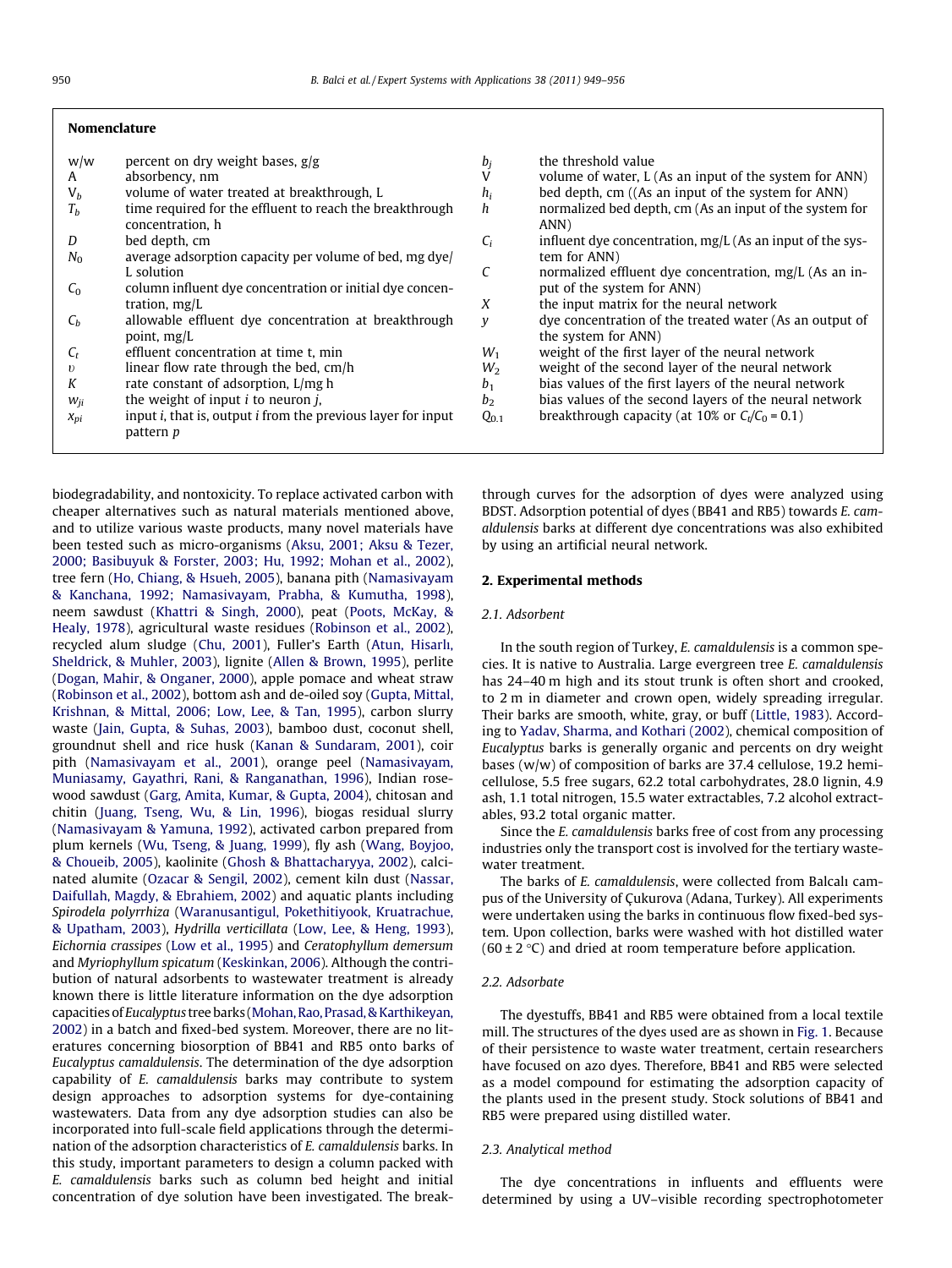## Nomenclature

| | | | |
|---|---|---|---|
| w/w | percent on dry weight bases, g/g | $b_j$ | the threshold value |
| A | absorbency, nm | V | volume of water, L (As an input of the system for ANN) |
| $V_b$ | volume of water treated at breakthrough, L | $h_i$ | bed depth, cm ((As an input of the system for ANN) |
| $T_b$ | time required for the effluent to reach the breakthrough concentration, h | $h$ | normalized bed depth, cm (As an input of the system for ANN) |
| $D$ | bed depth, cm | $C_i$ | influent dye concentration, mg/L (As an input of the system for ANN) |
| $N_0$ | average adsorption capacity per volume of bed, mg dye/L solution | $C$ | normalized effluent dye concentration, mg/L (As an input of the system for ANN) |
| $C_0$ | column influent dye concentration or initial dye concentration, mg/L | $X$ | the input matrix for the neural network |
| $C_b$ | allowable effluent dye concentration at breakthrough point, mg/L | $y$ | dye concentration of the treated water (As an output of the system for ANN) |
| $C_t$ | effluent concentration at time t, min | $W_1$ | weight of the first layer of the neural network |
| $\upsilon$ | linear flow rate through the bed, cm/h | $W_2$ | weight of the second layer of the neural network |
| $K$ | rate constant of adsorption, L/mg h | $b_1$ | bias values of the first layers of the neural network |
| $w_{ji}$ | the weight of input $i$ to neuron $j$, | $b_2$ | bias values of the second layers of the neural network |
| $x_{pi}$ | input $i$, that is, output $i$ from the previous layer for input pattern $p$ | $Q_{0.1}$ | breakthrough capacity (at 10% or $C_t/C_0 = 0.1$) |

biodegradability, and nontoxicity. To replace activated carbon with cheaper alternatives such as natural materials mentioned above, and to utilize various waste products, many novel materials have been tested such as micro-organisms (Aksu, 2001; Aksu & Tezer, 2000; Basibuyuk & Forster, 2003; Hu, 1992; Mohan et al., 2002), tree fern (Ho, Chiang, & Hsueh, 2005), banana pith (Namasivayam & Kanchana, 1992; Namasivayam, Prabha, & Kumutha, 1998), neem sawdust (Khattri & Singh, 2000), peat (Poots, McKay, & Healy, 1978), agricultural waste residues (Robinson et al., 2002), recycled alum sludge (Chu, 2001), Fuller's Earth (Atun, Hisarlı, Sheldrick, & Muhler, 2003), lignite (Allen & Brown, 1995), perlite (Dogan, Mahir, & Onganer, 2000), apple pomace and wheat straw (Robinson et al., 2002), bottom ash and de-oiled soy (Gupta, Mittal, Krishnan, & Mittal, 2006; Low, Lee, & Tan, 1995), carbon slurry waste (Jain, Gupta, & Suhas, 2003), bamboo dust, coconut shell, groundnut shell and rice husk (Kanan & Sundaram, 2001), coir pith (Namasivayam et al., 2001), orange peel (Namasivayam, Muniasamy, Gayathri, Rani, & Ranganathan, 1996), Indian rosewood sawdust (Garg, Amita, Kumar, & Gupta, 2004), chitosan and chitin (Juang, Tseng, Wu, & Lin, 1996), biogas residual slurry (Namasivayam & Yamuna, 1992), activated carbon prepared from plum kernels (Wu, Tseng, & Juang, 1999), fly ash (Wang, Boyjoo, & Choueib, 2005), kaolinite (Ghosh & Bhattacharyya, 2002), calcinated alumite (Ozacar & Sengil, 2002), cement kiln dust (Nassar, Daifullah, Magdy, & Ebrahiem, 2002) and aquatic plants including *Spirodela polyrrhiza* (Waranusantigul, Pokethitiyook, Kruatrachue, & Upatham, 2003), *Hydrilla verticillata* (Low, Lee, & Heng, 1993), *Eichornia crassipes* (Low et al., 1995) and *Ceratophyllum demersum* and *Myriophyllum spicatum* (Keskinkan, 2006). Although the contribution of natural adsorbents to wastewater treatment is already known there is little literature information on the dye adsorption capacities of *Eucalyptus* tree barks (Mohan, Rao, Prasad, & Karthikeyan, 2002) in a batch and fixed-bed system. Moreover, there are no literatures concerning biosorption of BB41 and RB5 onto barks of *Eucalyptus camaldulensis*. The determination of the dye adsorption capability of *E. camaldulensis* barks may contribute to system design approaches to adsorption systems for dye-containing wastewaters. Data from any dye adsorption studies can also be incorporated into full-scale field applications through the determination of the adsorption characteristics of *E. camaldulensis* barks. In this study, important parameters to design a column packed with *E. camaldulensis* barks such as column bed height and initial concentration of dye solution have been investigated. The breakthrough curves for the adsorption of dyes were analyzed using BDST. Adsorption potential of dyes (BB41 and RB5) towards *E. camaldulensis* barks at different dye concentrations was also exhibited by using an artificial neural network.

## 2. Experimental methods

### 2.1. Adsorbent

In the south region of Turkey, *E. camaldulensis* is a common species. It is native to Australia. Large evergreen tree *E. camaldulensis* has 24–40 m high and its stout trunk is often short and crooked, to 2 m in diameter and crown open, widely spreading irregular. Their barks are smooth, white, gray, or buff (Little, 1983). According to Yadav, Sharma, and Kothari (2002), chemical composition of *Eucalyptus* barks is generally organic and percents on dry weight bases (w/w) of composition of barks are 37.4 cellulose, 19.2 hemicellulose, 5.5 free sugars, 62.2 total carbohydrates, 28.0 lignin, 4.9 ash, 1.1 total nitrogen, 15.5 water extractables, 7.2 alcohol extractables, 93.2 total organic matter.

Since the *E. camaldulensis* barks free of cost from any processing industries only the transport cost is involved for the tertiary wastewater treatment.

The barks of *E. camaldulensis*, were collected from Balcalı campus of the University of Çukurova (Adana, Turkey). All experiments were undertaken using the barks in continuous flow fixed-bed system. Upon collection, barks were washed with hot distilled water (60 ± 2 °C) and dried at room temperature before application.

### 2.2. Adsorbate

The dyestuffs, BB41 and RB5 were obtained from a local textile mill. The structures of the dyes used are as shown in Fig. 1. Because of their persistence to waste water treatment, certain researchers have focused on azo dyes. Therefore, BB41 and RB5 were selected as a model compound for estimating the adsorption capacity of the plants used in the present study. Stock solutions of BB41 and RB5 were prepared using distilled water.

### 2.3. Analytical method

The dye concentrations in influents and effluents were determined by using a UV–visible recording spectrophotometer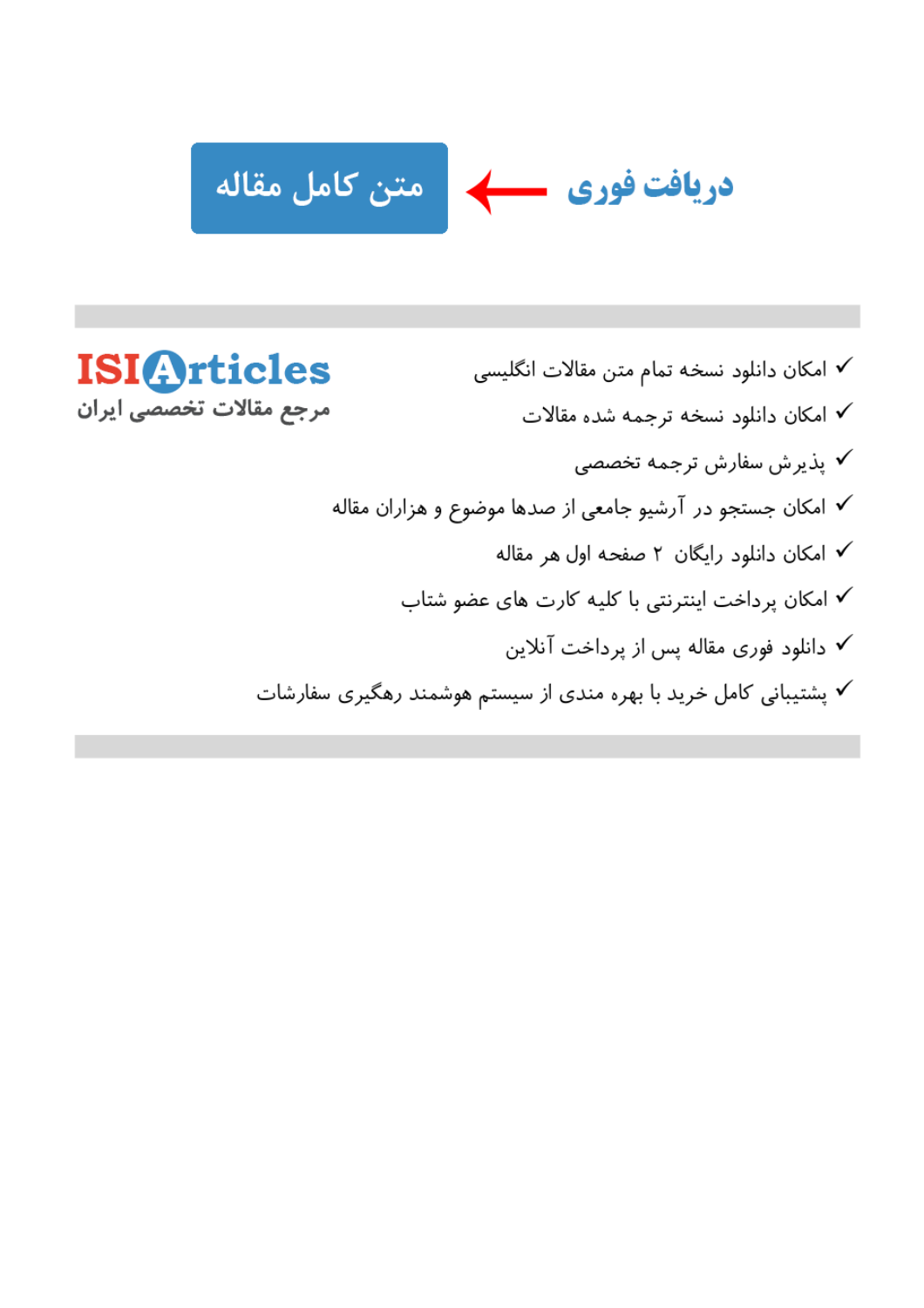دریافت فوری ← متن کامل مقاله

ISIArticles
مرجع مقالات تخصصی ایران

- ✓ امکان دانلود نسخه تمام متن مقالات انگلیسی
- ✓ امکان دانلود نسخه ترجمه شده مقالات
- ✓ پذیرش سفارش ترجمه تخصصی
- ✓ امکان جستجو در آرشیو جامعی از صدها موضوع و هزاران مقاله
- ✓ امکان دانلود رایگان ۲ صفحه اول هر مقاله
- ✓ امکان پرداخت اینترنتی با کلیه کارت های عضو شتاب
- ✓ دانلود فوری مقاله پس از پرداخت آنلاین
- ✓ پشتیبانی کامل خرید با بهره مندی از سیستم هوشمند رهگیری سفارشات